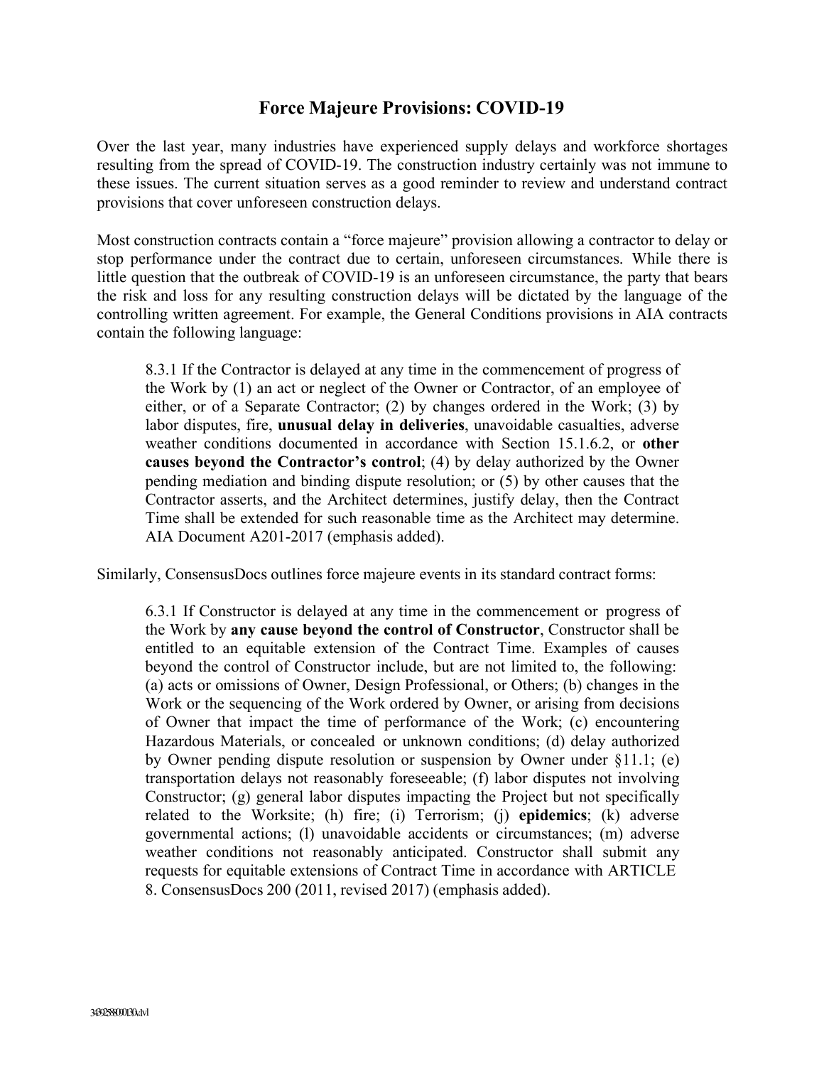# Force Majeure Provisions: COVID-19

Over the last year, many industries have experienced supply delays and workforce shortages resulting from the spread of COVID-19. The construction industry certainly was not immune to these issues. The current situation serves as a good reminder to review and understand contract provisions that cover unforeseen construction delays.

Most construction contracts contain a "force majeure" provision allowing a contractor to delay or stop performance under the contract due to certain, unforeseen circumstances. While there is little question that the outbreak of COVID-19 is an unforeseen circumstance, the party that bears the risk and loss for any resulting construction delays will be dictated by the language of the controlling written agreement. For example, the General Conditions provisions in AIA contracts contain the following language:

> 8.3.1 If the Contractor is delayed at any time in the commencement of progress of the Work by (1) an act or neglect of the Owner or Contractor, of an employee of either, or of a Separate Contractor; (2) by changes ordered in the Work; (3) by labor disputes, fire, **unusual delay in deliveries**, unavoidable casualties, adverse weather conditions documented in accordance with Section 15.1.6.2, or **other causes beyond the Contractor's control**; (4) by delay authorized by the Owner pending mediation and binding dispute resolution; or (5) by other causes that the Contractor asserts, and the Architect determines, justify delay, then the Contract Time shall be extended for such reasonable time as the Architect may determine. AIA Document A201-2017 (emphasis added).

Similarly, ConsensusDocs outlines force majeure events in its standard contract forms:

> 6.3.1 If Constructor is delayed at any time in the commencement or progress of the Work by **any cause beyond the control of Constructor**, Constructor shall be entitled to an equitable extension of the Contract Time. Examples of causes beyond the control of Constructor include, but are not limited to, the following: (a) acts or omissions of Owner, Design Professional, or Others; (b) changes in the Work or the sequencing of the Work ordered by Owner, or arising from decisions of Owner that impact the time of performance of the Work; (c) encountering Hazardous Materials, or concealed or unknown conditions; (d) delay authorized by Owner pending dispute resolution or suspension by Owner under §11.1; (e) transportation delays not reasonably foreseeable; (f) labor disputes not involving Constructor; (g) general labor disputes impacting the Project but not specifically related to the Worksite; (h) fire; (i) Terrorism; (j) **epidemics**; (k) adverse governmental actions; (l) unavoidable accidents or circumstances; (m) adverse weather conditions not reasonably anticipated. Constructor shall submit any requests for equitable extensions of Contract Time in accordance with ARTICLE 8. ConsensusDocs 200 (2011, revised 2017) (emphasis added).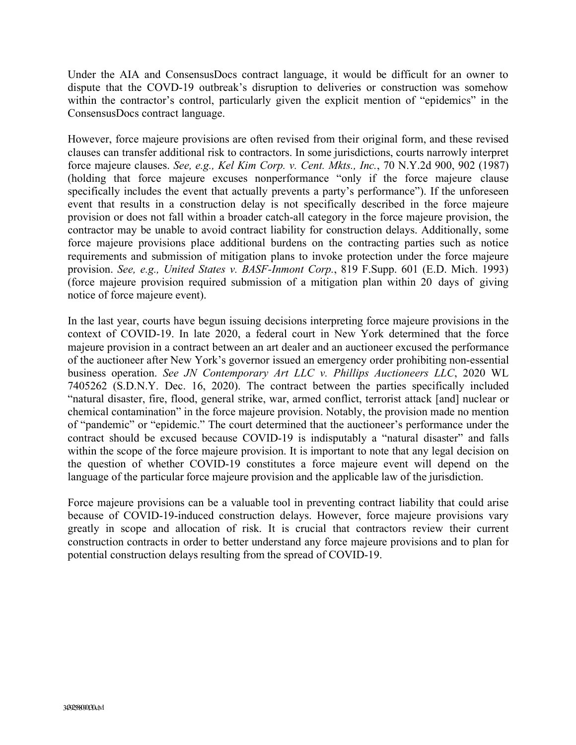Under the AIA and ConsensusDocs contract language, it would be difficult for an owner to dispute that the COVD-19 outbreak's disruption to deliveries or construction was somehow within the contractor's control, particularly given the explicit mention of "epidemics" in the ConsensusDocs contract language.

However, force majeure provisions are often revised from their original form, and these revised clauses can transfer additional risk to contractors. In some jurisdictions, courts narrowly interpret force majeure clauses. *See, e.g., Kel Kim Corp. v. Cent. Mkts., Inc.*, 70 N.Y.2d 900, 902 (1987) (holding that force majeure excuses nonperformance "only if the force majeure clause specifically includes the event that actually prevents a party's performance"). If the unforeseen event that results in a construction delay is not specifically described in the force majeure provision or does not fall within a broader catch-all category in the force majeure provision, the contractor may be unable to avoid contract liability for construction delays. Additionally, some force majeure provisions place additional burdens on the contracting parties such as notice requirements and submission of mitigation plans to invoke protection under the force majeure provision. *See, e.g., United States v. BASF-Inmont Corp.*, 819 F.Supp. 601 (E.D. Mich. 1993) (force majeure provision required submission of a mitigation plan within 20 days of giving notice of force majeure event).

In the last year, courts have begun issuing decisions interpreting force majeure provisions in the context of COVID-19. In late 2020, a federal court in New York determined that the force majeure provision in a contract between an art dealer and an auctioneer excused the performance of the auctioneer after New York's governor issued an emergency order prohibiting non-essential business operation. *See JN Contemporary Art LLC v. Phillips Auctioneers LLC*, 2020 WL 7405262 (S.D.N.Y. Dec. 16, 2020). The contract between the parties specifically included "natural disaster, fire, flood, general strike, war, armed conflict, terrorist attack [and] nuclear or chemical contamination" in the force majeure provision. Notably, the provision made no mention of "pandemic" or "epidemic." The court determined that the auctioneer's performance under the contract should be excused because COVID-19 is indisputably a "natural disaster" and falls within the scope of the force majeure provision. It is important to note that any legal decision on the question of whether COVID-19 constitutes a force majeure event will depend on the language of the particular force majeure provision and the applicable law of the jurisdiction.

Force majeure provisions can be a valuable tool in preventing contract liability that could arise because of COVID-19-induced construction delays. However, force majeure provisions vary greatly in scope and allocation of risk. It is crucial that contractors review their current construction contracts in order to better understand any force majeure provisions and to plan for potential construction delays resulting from the spread of COVID-19.